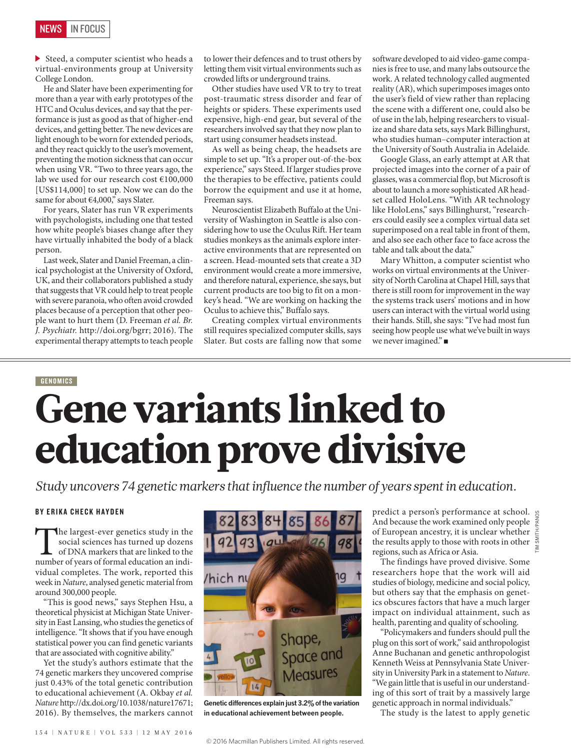Steed, a computer scientist who heads a virtual-environments group at University College London.

He and Slater have been experimenting for more than a year with early prototypes of the HTC and Oculus devices, and say that the performance is just as good as that of higher-end devices, and getting better. The new devices are light enough to be worn for extended periods, and they react quickly to the user's movement, preventing the motion sickness that can occur when using VR. "Two to three years ago, the lab we used for our research cost €100,000 [US$114,000] to set up. Now we can do the same for about €4,000," says Slater.

For years, Slater has run VR experiments with psychologists, including one that tested how white people's biases change after they have virtually inhabited the body of a black person.

Last week, Slater and Daniel Freeman, a clinical psychologist at the University of Oxford, UK, and their collaborators published a study that suggests that VR could help to treat people with severe paranoia, who often avoid crowded places because of a perception that other people want to hurt them (D. Freeman *et al. Br. J. Psychiatr.* http://doi.org/bgrr; 2016). The experimental therapy attempts to teach people to lower their defences and to trust others by letting them visit virtual environments such as crowded lifts or underground trains.

Other studies have used VR to try to treat post-traumatic stress disorder and fear of heights or spiders. These experiments used expensive, high-end gear, but several of the researchers involved say that they now plan to start using consumer headsets instead.

As well as being cheap, the headsets are simple to set up. "It's a proper out-of-the-box experience," says Steed. If larger studies prove the therapies to be effective, patients could borrow the equipment and use it at home, Freeman says.

Neuroscientist Elizabeth Buffalo at the University of Washington in Seattle is also considering how to use the Oculus Rift. Her team studies monkeys as the animals explore interactive environments that are represented on a screen. Head-mounted sets that create a 3D environment would create a more immersive, and therefore natural, experience, she says, but current products are too big to fit on a monkey's head. "We are working on hacking the Oculus to achieve this," Buffalo says.

Creating complex virtual environments still requires specialized computer skills, says Slater. But costs are falling now that some software developed to aid video-game companies is free to use, and many labs outsource the work. A related technology called augmented reality (AR), which superimposes images onto the user's field of view rather than replacing the scene with a different one, could also be of use in the lab, helping researchers to visualize and share data sets, says Mark Billinghurst, who studies human–computer interaction at the University of South Australia in Adelaide.

Google Glass, an early attempt at AR that projected images into the corner of a pair of glasses, was a commercial flop, but Microsoft is about to launch a more sophisticated AR headset called HoloLens. "With AR technology like HoloLens," says Billinghurst, "researchers could easily see a complex virtual data set superimposed on a real table in front of them, and also see each other face to face across the table and talk about the data."

Mary Whitton, a computer scientist who works on virtual environments at the University of North Carolina at Chapel Hill, says that there is still room for improvement in the way the systems track users' motions and in how users can interact with the virtual world using their hands. Still, she says: "I've had most fun seeing how people use what we've built in ways we never imagined." ■

GENOMICS

# Gene variants linked to education prove divisive

*Study uncovers 74 genetic markers that influence the number of years spent in education.*

**BY ERIKA CHECK HAYDEN**

The largest-ever genetics study in the social sciences has turned up dozens of DNA markers that are linked to the number of years of formal education an individual completes. The work, reported this week in *Nature*, analysed genetic material from around 300,000 people.

"This is good news," says Stephen Hsu, a theoretical physicist at Michigan State University in East Lansing, who studies the genetics of intelligence. "It shows that if you have enough statistical power you can find genetic variants that are associated with cognitive ability."

Yet the study's authors estimate that the 74 genetic markers they uncovered comprise just 0.43% of the total genetic contribution to educational achievement (A. Okbay *et al. Nature* http://dx.doi.org/10.1038/nature17671; 2016). By themselves, the markers cannot predict a person's performance at school. And because the work examined only people of European ancestry, it is unclear whether the results apply to those with roots in other regions, such as Africa or Asia.

**Genetic differences explain just 3.2% of the variation in educational achievement between people.**

The findings have proved divisive. Some researchers hope that the work will aid studies of biology, medicine and social policy, but others say that the emphasis on genetics obscures factors that have a much larger impact on individual attainment, such as health, parenting and quality of schooling.

"Policymakers and funders should pull the plug on this sort of work," said anthropologist Anne Buchanan and genetic anthropologist Kenneth Weiss at Pennsylvania State University in University Park in a statement to *Nature*. "We gain little that is useful in our understanding of this sort of trait by a massively large genetic approach in normal individuals."

The study is the latest to apply genetic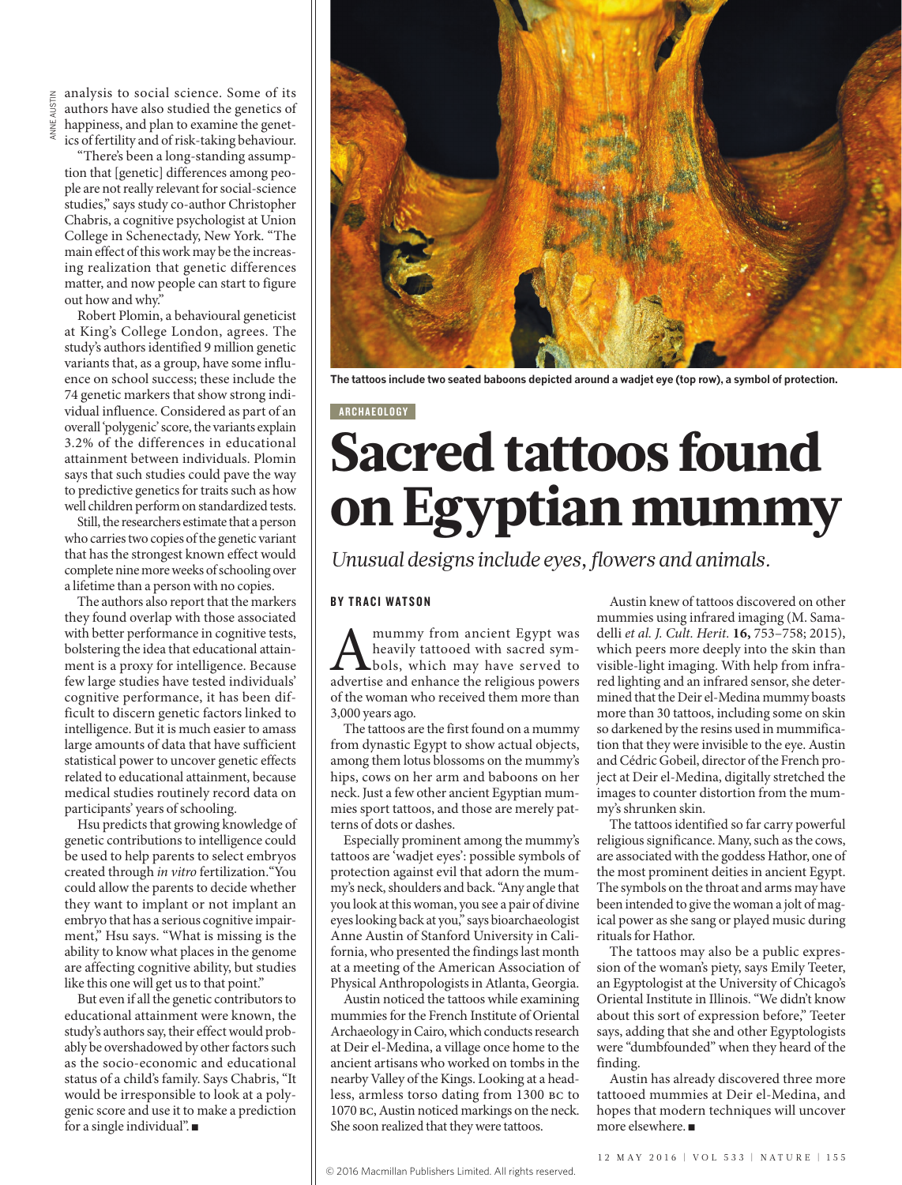analysis to social science. Some of its authors have also studied the genetics of happiness, and plan to examine the genetics of fertility and of risk-taking behaviour.

"There's been a long-standing assumption that [genetic] differences among people are not really relevant for social-science studies," says study co-author Christopher Chabris, a cognitive psychologist at Union College in Schenectady, New York. "The main effect of this work may be the increasing realization that genetic differences matter, and now people can start to figure out how and why."

Robert Plomin, a behavioural geneticist at King's College London, agrees. The study's authors identified 9 million genetic variants that, as a group, have some influence on school success; these include the 74 genetic markers that show strong individual influence. Considered as part of an overall 'polygenic' score, the variants explain 3.2% of the differences in educational attainment between individuals. Plomin says that such studies could pave the way to predictive genetics for traits such as how well children perform on standardized tests.

Still, the researchers estimate that a person who carries two copies of the genetic variant that has the strongest known effect would complete nine more weeks of schooling over a lifetime than a person with no copies.

The authors also report that the markers they found overlap with those associated with better performance in cognitive tests, bolstering the idea that educational attainment is a proxy for intelligence. Because few large studies have tested individuals' cognitive performance, it has been difficult to discern genetic factors linked to intelligence. But it is much easier to amass large amounts of data that have sufficient statistical power to uncover genetic effects related to educational attainment, because medical studies routinely record data on participants' years of schooling.

Hsu predicts that growing knowledge of genetic contributions to intelligence could be used to help parents to select embryos created through *in vitro* fertilization. "You could allow the parents to decide whether they want to implant or not implant an embryo that has a serious cognitive impairment," Hsu says. "What is missing is the ability to know what places in the genome are affecting cognitive ability, but studies like this one will get us to that point."

But even if all the genetic contributors to educational attainment were known, the study's authors say, their effect would probably be overshadowed by other factors such as the socio-economic and educational status of a child's family. Says Chabris, "It would be irresponsible to look at a polygenic score and use it to make a prediction for a single individual". ■

ANNE AUSTIN

The tattoos include two seated baboons depicted around a wadjet eye (top row), a symbol of protection.

ARCHAEOLOGY

# Sacred tattoos found on Egyptian mummy

*Unusual designs include eyes, flowers and animals.*

**BY TRACI WATSON**

A mummy from ancient Egypt was heavily tattooed with sacred symbols, which may have served to advertise and enhance the religious powers of the woman who received them more than 3,000 years ago.

The tattoos are the first found on a mummy from dynastic Egypt to show actual objects, among them lotus blossoms on the mummy's hips, cows on her arm and baboons on her neck. Just a few other ancient Egyptian mummies sport tattoos, and those are merely patterns of dots or dashes.

Especially prominent among the mummy's tattoos are 'wadjet eyes': possible symbols of protection against evil that adorn the mummy's neck, shoulders and back. "Any angle that you look at this woman, you see a pair of divine eyes looking back at you," says bioarchaeologist Anne Austin of Stanford University in California, who presented the findings last month at a meeting of the American Association of Physical Anthropologists in Atlanta, Georgia.

Austin noticed the tattoos while examining mummies for the French Institute of Oriental Archaeology in Cairo, which conducts research at Deir el-Medina, a village once home to the ancient artisans who worked on tombs in the nearby Valley of the Kings. Looking at a headless, armless torso dating from 1300 BC to 1070 BC, Austin noticed markings on the neck. She soon realized that they were tattoos.

Austin knew of tattoos discovered on other mummies using infrared imaging (M. Samadelli *et al. J. Cult. Herit.* **16,** 753–758; 2015), which peers more deeply into the skin than visible-light imaging. With help from infrared lighting and an infrared sensor, she determined that the Deir el-Medina mummy boasts more than 30 tattoos, including some on skin so darkened by the resins used in mummification that they were invisible to the eye. Austin and Cédric Gobeil, director of the French project at Deir el-Medina, digitally stretched the images to counter distortion from the mummy's shrunken skin.

The tattoos identified so far carry powerful religious significance. Many, such as the cows, are associated with the goddess Hathor, one of the most prominent deities in ancient Egypt. The symbols on the throat and arms may have been intended to give the woman a jolt of magical power as she sang or played music during rituals for Hathor.

The tattoos may also be a public expression of the woman's piety, says Emily Teeter, an Egyptologist at the University of Chicago's Oriental Institute in Illinois. "We didn't know about this sort of expression before," Teeter says, adding that she and other Egyptologists were "dumbfounded" when they heard of the finding.

Austin has already discovered three more tattooed mummies at Deir el-Medina, and hopes that modern techniques will uncover more elsewhere. ■

© 2016 Macmillan Publishers Limited. All rights reserved.